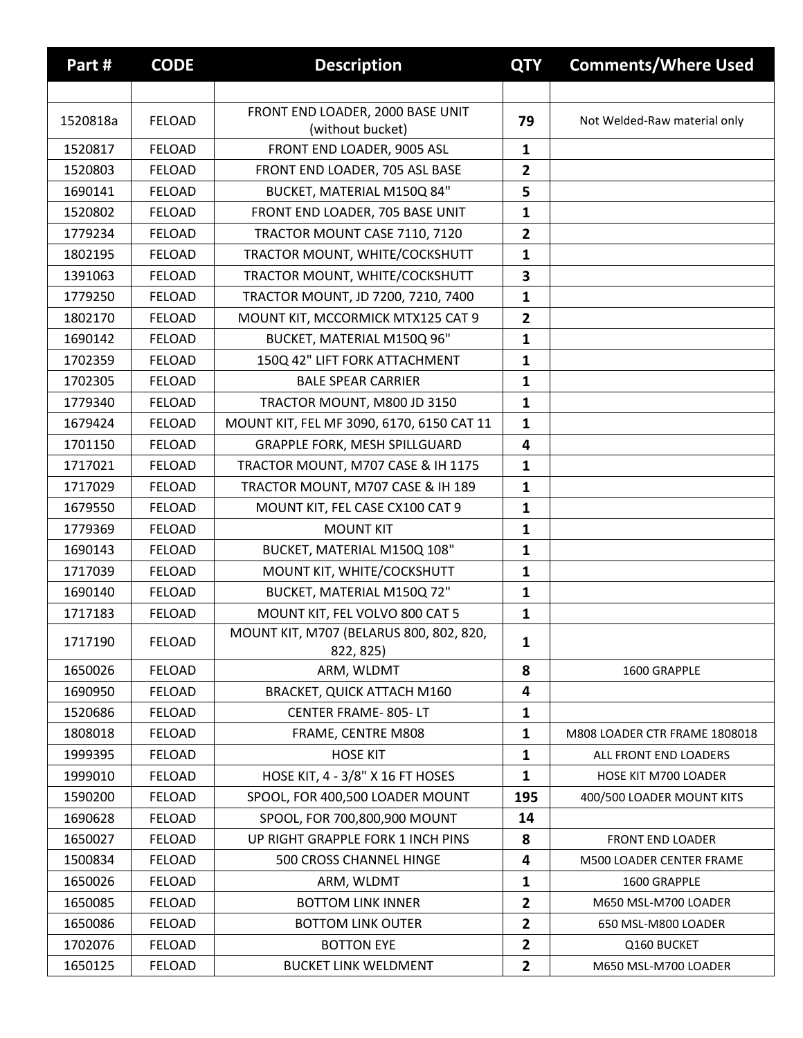| Part # | CODE | Description | QTY | Comments/Where Used |
|---|---|---|---|---|
| | | | | |
| 1520818a | FELOAD | FRONT END LOADER, 2000 BASE UNIT (without bucket) | **79** | Not Welded-Raw material only |
| 1520817 | FELOAD | FRONT END LOADER, 9005 ASL | **1** | |
| 1520803 | FELOAD | FRONT END LOADER, 705 ASL BASE | **2** | |
| 1690141 | FELOAD | BUCKET, MATERIAL M150Q 84" | **5** | |
| 1520802 | FELOAD | FRONT END LOADER, 705 BASE UNIT | **1** | |
| 1779234 | FELOAD | TRACTOR MOUNT CASE 7110, 7120 | **2** | |
| 1802195 | FELOAD | TRACTOR MOUNT, WHITE/COCKSHUTT | **1** | |
| 1391063 | FELOAD | TRACTOR MOUNT, WHITE/COCKSHUTT | **3** | |
| 1779250 | FELOAD | TRACTOR MOUNT, JD 7200, 7210, 7400 | **1** | |
| 1802170 | FELOAD | MOUNT KIT, MCCORMICK MTX125 CAT 9 | **2** | |
| 1690142 | FELOAD | BUCKET, MATERIAL M150Q 96" | **1** | |
| 1702359 | FELOAD | 150Q 42" LIFT FORK ATTACHMENT | **1** | |
| 1702305 | FELOAD | BALE SPEAR CARRIER | **1** | |
| 1779340 | FELOAD | TRACTOR MOUNT, M800 JD 3150 | **1** | |
| 1679424 | FELOAD | MOUNT KIT, FEL MF 3090, 6170, 6150 CAT 11 | **1** | |
| 1701150 | FELOAD | GRAPPLE FORK, MESH SPILLGUARD | **4** | |
| 1717021 | FELOAD | TRACTOR MOUNT, M707 CASE & IH 1175 | **1** | |
| 1717029 | FELOAD | TRACTOR MOUNT, M707 CASE & IH 189 | **1** | |
| 1679550 | FELOAD | MOUNT KIT, FEL CASE CX100 CAT 9 | **1** | |
| 1779369 | FELOAD | MOUNT KIT | **1** | |
| 1690143 | FELOAD | BUCKET, MATERIAL M150Q 108" | **1** | |
| 1717039 | FELOAD | MOUNT KIT, WHITE/COCKSHUTT | **1** | |
| 1690140 | FELOAD | BUCKET, MATERIAL M150Q 72" | **1** | |
| 1717183 | FELOAD | MOUNT KIT, FEL VOLVO 800 CAT 5 | **1** | |
| 1717190 | FELOAD | MOUNT KIT, M707 (BELARUS 800, 802, 820, 822, 825) | **1** | |
| 1650026 | FELOAD | ARM, WLDMT | **8** | 1600 GRAPPLE |
| 1690950 | FELOAD | BRACKET, QUICK ATTACH M160 | **4** | |
| 1520686 | FELOAD | CENTER FRAME- 805- LT | **1** | |
| 1808018 | FELOAD | FRAME, CENTRE M808 | **1** | M808 LOADER CTR FRAME 1808018 |
| 1999395 | FELOAD | HOSE KIT | **1** | ALL FRONT END LOADERS |
| 1999010 | FELOAD | HOSE KIT, 4 - 3/8" X 16 FT HOSES | **1** | HOSE KIT M700 LOADER |
| 1590200 | FELOAD | SPOOL, FOR 400,500 LOADER MOUNT | **195** | 400/500 LOADER MOUNT KITS |
| 1690628 | FELOAD | SPOOL, FOR 700,800,900 MOUNT | **14** | |
| 1650027 | FELOAD | UP RIGHT GRAPPLE FORK 1 INCH PINS | **8** | FRONT END LOADER |
| 1500834 | FELOAD | 500 CROSS CHANNEL HINGE | **4** | M500 LOADER CENTER FRAME |
| 1650026 | FELOAD | ARM, WLDMT | **1** | 1600 GRAPPLE |
| 1650085 | FELOAD | BOTTOM LINK INNER | **2** | M650 MSL-M700 LOADER |
| 1650086 | FELOAD | BOTTOM LINK OUTER | **2** | 650 MSL-M800 LOADER |
| 1702076 | FELOAD | BOTTON EYE | **2** | Q160 BUCKET |
| 1650125 | FELOAD | BUCKET LINK WELDMENT | **2** | M650 MSL-M700 LOADER |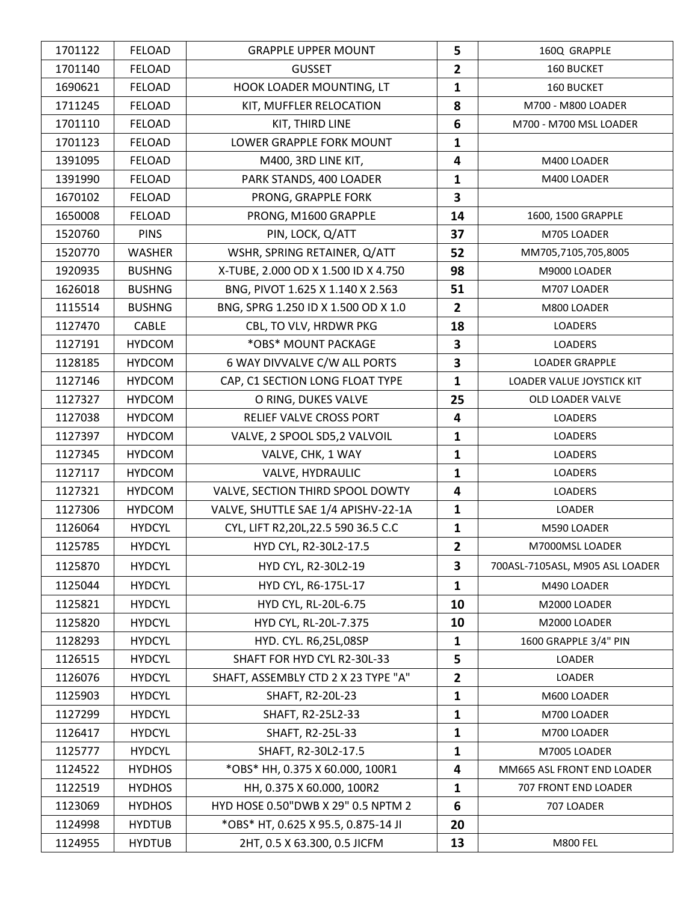| | | | | |
|---|---|---|---|---|
| 1701122 | FELOAD | GRAPPLE UPPER MOUNT | **5** | 160Q GRAPPLE |
| 1701140 | FELOAD | GUSSET | **2** | 160 BUCKET |
| 1690621 | FELOAD | HOOK LOADER MOUNTING, LT | **1** | 160 BUCKET |
| 1711245 | FELOAD | KIT, MUFFLER RELOCATION | **8** | M700 - M800 LOADER |
| 1701110 | FELOAD | KIT, THIRD LINE | **6** | M700 - M700 MSL LOADER |
| 1701123 | FELOAD | LOWER GRAPPLE FORK MOUNT | **1** | |
| 1391095 | FELOAD | M400, 3RD LINE KIT, | **4** | M400 LOADER |
| 1391990 | FELOAD | PARK STANDS, 400 LOADER | **1** | M400 LOADER |
| 1670102 | FELOAD | PRONG, GRAPPLE FORK | **3** | |
| 1650008 | FELOAD | PRONG, M1600 GRAPPLE | **14** | 1600, 1500 GRAPPLE |
| 1520760 | PINS | PIN, LOCK, Q/ATT | **37** | M705 LOADER |
| 1520770 | WASHER | WSHR, SPRING RETAINER, Q/ATT | **52** | MM705,7105,705,8005 |
| 1920935 | BUSHNG | X-TUBE, 2.000 OD X 1.500 ID X 4.750 | **98** | M9000 LOADER |
| 1626018 | BUSHNG | BNG, PIVOT 1.625 X 1.140 X 2.563 | **51** | M707 LOADER |
| 1115514 | BUSHNG | BNG, SPRG 1.250 ID X 1.500 OD X 1.0 | **2** | M800 LOADER |
| 1127470 | CABLE | CBL, TO VLV, HRDWR PKG | **18** | LOADERS |
| 1127191 | HYDCOM | *OBS* MOUNT PACKAGE | **3** | LOADERS |
| 1128185 | HYDCOM | 6 WAY DIVVALVE C/W ALL PORTS | **3** | LOADER GRAPPLE |
| 1127146 | HYDCOM | CAP, C1 SECTION LONG FLOAT TYPE | **1** | LOADER VALUE JOYSTICK KIT |
| 1127327 | HYDCOM | O RING, DUKES VALVE | **25** | OLD LOADER VALVE |
| 1127038 | HYDCOM | RELIEF VALVE CROSS PORT | **4** | LOADERS |
| 1127397 | HYDCOM | VALVE, 2 SPOOL SD5,2 VALVOIL | **1** | LOADERS |
| 1127345 | HYDCOM | VALVE, CHK, 1 WAY | **1** | LOADERS |
| 1127117 | HYDCOM | VALVE, HYDRAULIC | **1** | LOADERS |
| 1127321 | HYDCOM | VALVE, SECTION THIRD SPOOL DOWTY | **4** | LOADERS |
| 1127306 | HYDCOM | VALVE, SHUTTLE SAE 1/4 APISHV-22-1A | **1** | LOADER |
| 1126064 | HYDCYL | CYL, LIFT R2,20L,22.5 590 36.5 C.C | **1** | M590 LOADER |
| 1125785 | HYDCYL | HYD CYL, R2-30L2-17.5 | **2** | M7000MSL LOADER |
| 1125870 | HYDCYL | HYD CYL, R2-30L2-19 | **3** | 700ASL-7105ASL, M905 ASL LOADER |
| 1125044 | HYDCYL | HYD CYL, R6-175L-17 | **1** | M490 LOADER |
| 1125821 | HYDCYL | HYD CYL, RL-20L-6.75 | **10** | M2000 LOADER |
| 1125820 | HYDCYL | HYD CYL, RL-20L-7.375 | **10** | M2000 LOADER |
| 1128293 | HYDCYL | HYD. CYL. R6,25L,08SP | **1** | 1600 GRAPPLE 3/4" PIN |
| 1126515 | HYDCYL | SHAFT FOR HYD CYL R2-30L-33 | **5** | LOADER |
| 1126076 | HYDCYL | SHAFT, ASSEMBLY CTD 2 X 23 TYPE "A" | **2** | LOADER |
| 1125903 | HYDCYL | SHAFT, R2-20L-23 | **1** | M600 LOADER |
| 1127299 | HYDCYL | SHAFT, R2-25L2-33 | **1** | M700 LOADER |
| 1126417 | HYDCYL | SHAFT, R2-25L-33 | **1** | M700 LOADER |
| 1125777 | HYDCYL | SHAFT, R2-30L2-17.5 | **1** | M7005 LOADER |
| 1124522 | HYDHOS | *OBS* HH, 0.375 X 60.000, 100R1 | **4** | MM665 ASL FRONT END LOADER |
| 1122519 | HYDHOS | HH, 0.375 X 60.000, 100R2 | **1** | 707 FRONT END LOADER |
| 1123069 | HYDHOS | HYD HOSE 0.50"DWB X 29" 0.5 NPTM 2 | **6** | 707 LOADER |
| 1124998 | HYDTUB | *OBS* HT, 0.625 X 95.5, 0.875-14 JI | **20** | |
| 1124955 | HYDTUB | 2HT, 0.5 X 63.300, 0.5 JICFM | **13** | M800 FEL |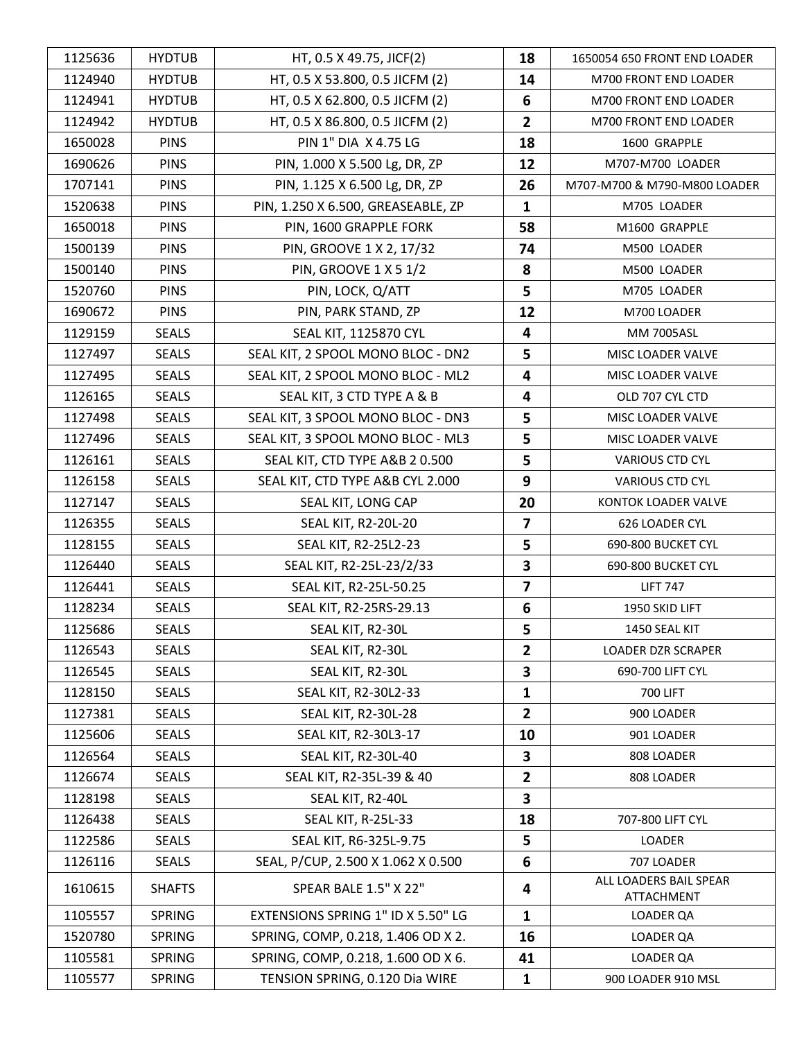| | | | | |
|---|---|---|---|---|
| 1125636 | HYDTUB | HT, 0.5 X 49.75, JICF(2) | **18** | 1650054 650 FRONT END LOADER |
| 1124940 | HYDTUB | HT, 0.5 X 53.800, 0.5 JICFM (2) | **14** | M700 FRONT END LOADER |
| 1124941 | HYDTUB | HT, 0.5 X 62.800, 0.5 JICFM (2) | **6** | M700 FRONT END LOADER |
| 1124942 | HYDTUB | HT, 0.5 X 86.800, 0.5 JICFM (2) | **2** | M700 FRONT END LOADER |
| 1650028 | PINS | PIN 1" DIA X 4.75 LG | **18** | 1600 GRAPPLE |
| 1690626 | PINS | PIN, 1.000 X 5.500 Lg, DR, ZP | **12** | M707-M700 LOADER |
| 1707141 | PINS | PIN, 1.125 X 6.500 Lg, DR, ZP | **26** | M707-M700 & M790-M800 LOADER |
| 1520638 | PINS | PIN, 1.250 X 6.500, GREASEABLE, ZP | **1** | M705 LOADER |
| 1650018 | PINS | PIN, 1600 GRAPPLE FORK | **58** | M1600 GRAPPLE |
| 1500139 | PINS | PIN, GROOVE 1 X 2, 17/32 | **74** | M500 LOADER |
| 1500140 | PINS | PIN, GROOVE 1 X 5 1/2 | **8** | M500 LOADER |
| 1520760 | PINS | PIN, LOCK, Q/ATT | **5** | M705 LOADER |
| 1690672 | PINS | PIN, PARK STAND, ZP | **12** | M700 LOADER |
| 1129159 | SEALS | SEAL KIT, 1125870 CYL | **4** | MM 7005ASL |
| 1127497 | SEALS | SEAL KIT, 2 SPOOL MONO BLOC - DN2 | **5** | MISC LOADER VALVE |
| 1127495 | SEALS | SEAL KIT, 2 SPOOL MONO BLOC - ML2 | **4** | MISC LOADER VALVE |
| 1126165 | SEALS | SEAL KIT, 3 CTD TYPE A & B | **4** | OLD 707 CYL CTD |
| 1127498 | SEALS | SEAL KIT, 3 SPOOL MONO BLOC - DN3 | **5** | MISC LOADER VALVE |
| 1127496 | SEALS | SEAL KIT, 3 SPOOL MONO BLOC - ML3 | **5** | MISC LOADER VALVE |
| 1126161 | SEALS | SEAL KIT, CTD TYPE A&B 2 0.500 | **5** | VARIOUS CTD CYL |
| 1126158 | SEALS | SEAL KIT, CTD TYPE A&B CYL 2.000 | **9** | VARIOUS CTD CYL |
| 1127147 | SEALS | SEAL KIT, LONG CAP | **20** | KONTOK LOADER VALVE |
| 1126355 | SEALS | SEAL KIT, R2-20L-20 | **7** | 626 LOADER CYL |
| 1128155 | SEALS | SEAL KIT, R2-25L2-23 | **5** | 690-800 BUCKET CYL |
| 1126440 | SEALS | SEAL KIT, R2-25L-23/2/33 | **3** | 690-800 BUCKET CYL |
| 1126441 | SEALS | SEAL KIT, R2-25L-50.25 | **7** | LIFT 747 |
| 1128234 | SEALS | SEAL KIT, R2-25RS-29.13 | **6** | 1950 SKID LIFT |
| 1125686 | SEALS | SEAL KIT, R2-30L | **5** | 1450 SEAL KIT |
| 1126543 | SEALS | SEAL KIT, R2-30L | **2** | LOADER DZR SCRAPER |
| 1126545 | SEALS | SEAL KIT, R2-30L | **3** | 690-700 LIFT CYL |
| 1128150 | SEALS | SEAL KIT, R2-30L2-33 | **1** | 700 LIFT |
| 1127381 | SEALS | SEAL KIT, R2-30L-28 | **2** | 900 LOADER |
| 1125606 | SEALS | SEAL KIT, R2-30L3-17 | **10** | 901 LOADER |
| 1126564 | SEALS | SEAL KIT, R2-30L-40 | **3** | 808 LOADER |
| 1126674 | SEALS | SEAL KIT, R2-35L-39 & 40 | **2** | 808 LOADER |
| 1128198 | SEALS | SEAL KIT, R2-40L | **3** | |
| 1126438 | SEALS | SEAL KIT, R-25L-33 | **18** | 707-800 LIFT CYL |
| 1122586 | SEALS | SEAL KIT, R6-325L-9.75 | **5** | LOADER |
| 1126116 | SEALS | SEAL, P/CUP, 2.500 X 1.062 X 0.500 | **6** | 707 LOADER |
| 1610615 | SHAFTS | SPEAR BALE 1.5" X 22" | **4** | ALL LOADERS BAIL SPEAR ATTACHMENT |
| 1105557 | SPRING | EXTENSIONS SPRING 1" ID X 5.50" LG | **1** | LOADER QA |
| 1520780 | SPRING | SPRING, COMP, 0.218, 1.406 OD X 2. | **16** | LOADER QA |
| 1105581 | SPRING | SPRING, COMP, 0.218, 1.600 OD X 6. | **41** | LOADER QA |
| 1105577 | SPRING | TENSION SPRING, 0.120 Dia WIRE | **1** | 900 LOADER 910 MSL |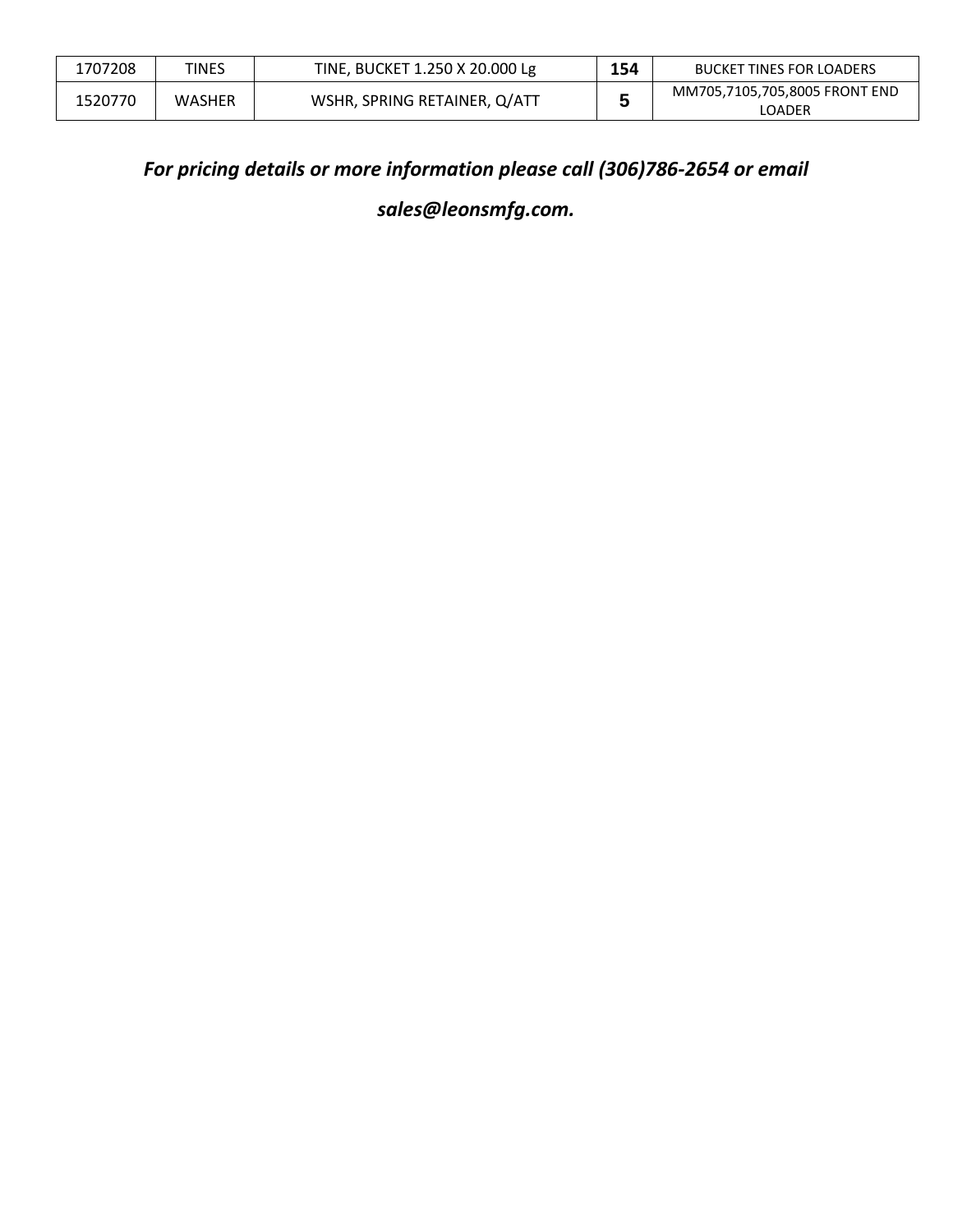| | | | | |
|---|---|---|---|---|
| 1707208 | TINES | TINE, BUCKET 1.250 X 20.000 Lg | **154** | BUCKET TINES FOR LOADERS |
| 1520770 | WASHER | WSHR, SPRING RETAINER, Q/ATT | **5** | MM705,7105,705,8005 FRONT END LOADER |

***For pricing details or more information please call (306)786-2654 or email sales@leonsmfg.com.***